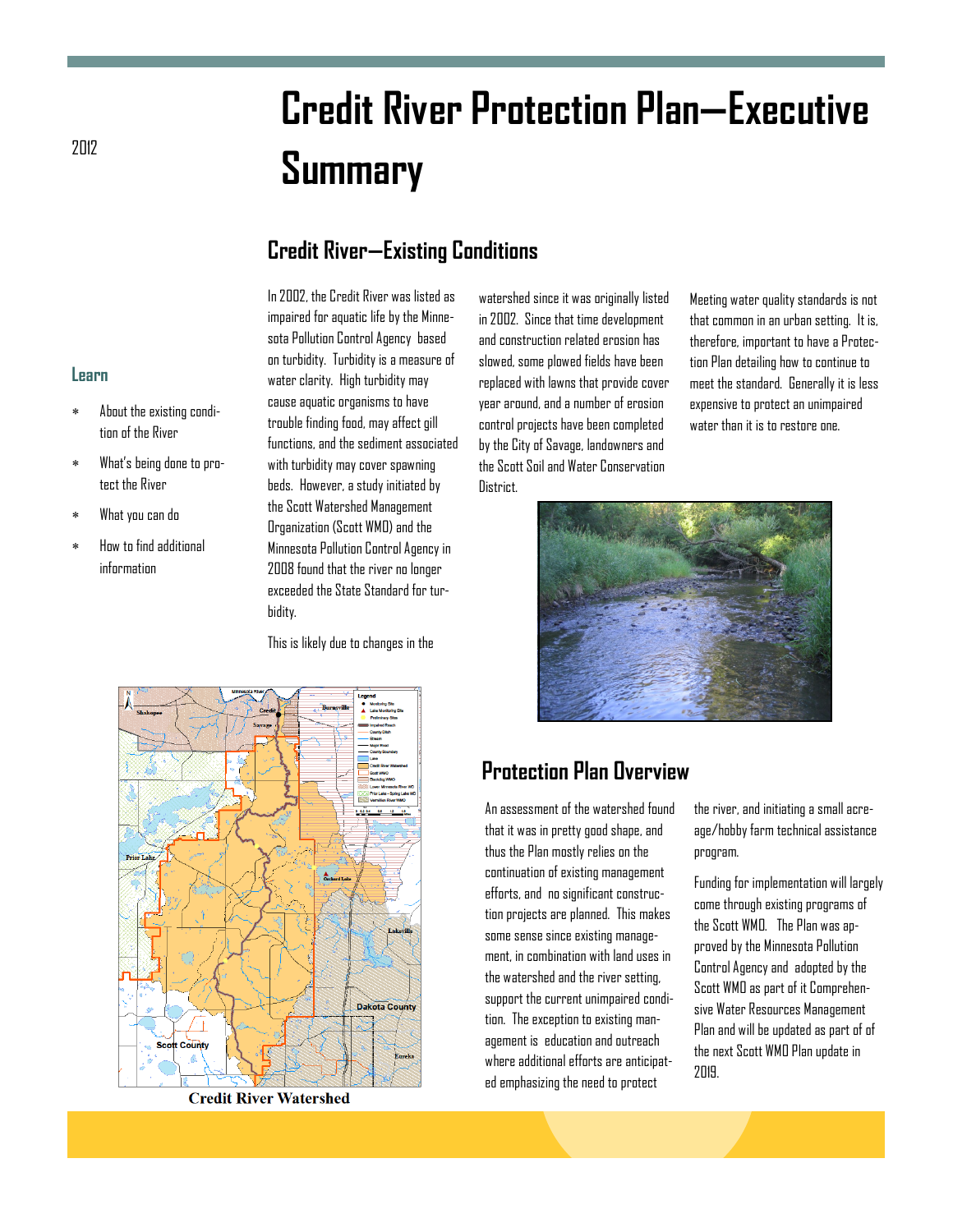2012

# Credit River Protection Plan—Executive Summary

## Credit River—Existing Conditions

In 2002, the Credit River was listed as impaired for aquatic life by the Minnesota Pollution Control Agency based on turbidity. Turbidity is a measure of water clarity. High turbidity may cause aquatic organisms to have trouble finding food, may affect gill functions, and the sediment associated with turbidity may cover spawning beds. However, a study initiated by the Scott Watershed Management Organization (Scott WMO) and the Minnesota Pollution Control Agency in 2008 found that the river no longer exceeded the State Standard for turbidity.

This is likely due to changes in the watershed since it was originally listed in 2002. Since that time development and construction related erosion has slowed, some plowed fields have been replaced with lawns that provide cover year around, and a number of erosion control projects have been completed by the City of Savage, landowners and the Scott Soil and Water Conservation District.

Meeting water quality standards is not that common in an urban setting. It is, therefore, important to have a Protection Plan detailing how to continue to meet the standard. Generally it is less expensive to protect an unimpaired water than it is to restore one.

### Learn

- About the existing condition of the River
- What's being done to protect the River
- What you can do
- How to find additional information

Credit River Watershed

## Protection Plan Overview

An assessment of the watershed found that it was in pretty good shape, and thus the Plan mostly relies on the continuation of existing management efforts, and no significant construction projects are planned. This makes some sense since existing management, in combination with land uses in the watershed and the river setting, support the current unimpaired condition. The exception to existing management is education and outreach where additional efforts are anticipated emphasizing the need to protect the river, and initiating a small acreage/hobby farm technical assistance program.

Funding for implementation will largely come through existing programs of the Scott WMO. The Plan was approved by the Minnesota Pollution Control Agency and adopted by the Scott WMO as part of it Comprehensive Water Resources Management Plan and will be updated as part of of the next Scott WMO Plan update in 2019.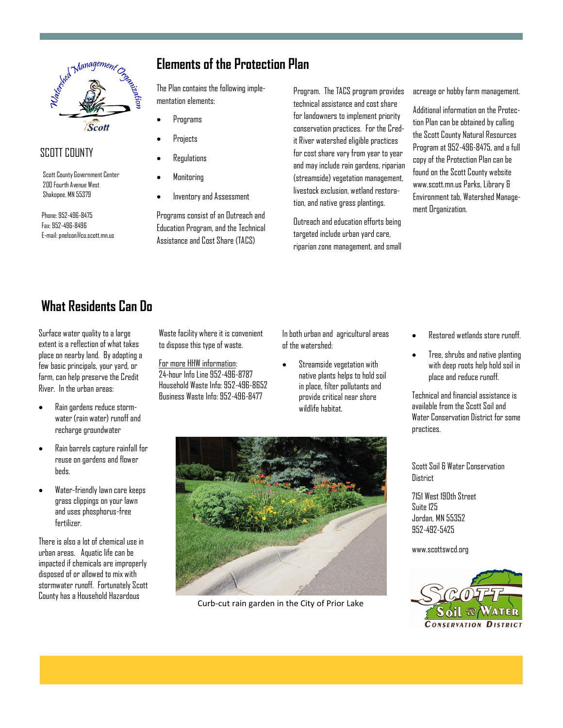SCOTT COUNTY

Scott County Government Center
200 Fourth Avenue West
Shakopee, MN 55379

Phone: 952-496-8475
Fax: 952-496-8496
E-mail: pnelson@co.scott.mn.us

## Elements of the Protection Plan

The Plan contains the following implementation elements:

- Programs
- Projects
- Regulations
- Monitoring
- Inventory and Assessment

Programs consist of an Outreach and Education Program, and the Technical Assistance and Cost Share (TACS) Program. The TACS program provides technical assistance and cost share for landowners to implement priority conservation practices. For the Credit River watershed eligible practices for cost share vary from year to year and may include rain gardens, riparian (streamside) vegetation management, livestock exclusion, wetland restoration, and native grass plantings.

Outreach and education efforts being targeted include urban yard care, riparian zone management, and small acreage or hobby farm management.

Additional information on the Protection Plan can be obtained by calling the Scott County Natural Resources Program at 952-496-8475, and a full copy of the Protection Plan can be found on the Scott County website www.scott.mn.us Parks, Library & Environment tab, Watershed Management Organization.

## What Residents Can Do

Surface water quality to a large extent is a reflection of what takes place on nearby land. By adopting a few basic principals, your yard, or farm, can help preserve the Credit River. In the urban areas:

- Rain gardens reduce stormwater (rain water) runoff and recharge groundwater
- Rain barrels capture rainfall for reuse on gardens and flower beds.
- Water-friendly lawn care keeps grass clippings on your lawn and uses phosphorus-free fertilizer.

There is also a lot of chemical use in urban areas. Aquatic life can be impacted if chemicals are improperly disposed of or allowed to mix with stormwater runoff. Fortunately Scott County has a Household Hazardous Waste facility where it is convenient to dispose this type of waste.

For more HHW information:
24-hour Info Line 952-496-8787
Household Waste Info: 952-496-8652
Business Waste Info: 952-496-8477

In both urban and agricultural areas of the watershed:

- Streamside vegetation with native plants helps to hold soil in place, filter pollutants and provide critical near shore wildlife habitat.
- Restored wetlands store runoff.
- Tree, shrubs and native planting with deep roots help hold soil in place and reduce runoff.

Technical and financial assistance is available from the Scott Soil and Water Conservation District for some practices.

Curb-cut rain garden in the City of Prior Lake

Scott Soil & Water Conservation District

7151 West 190th Street
Suite 125
Jordan, MN 55352
952-492-5425

www.scottswcd.org